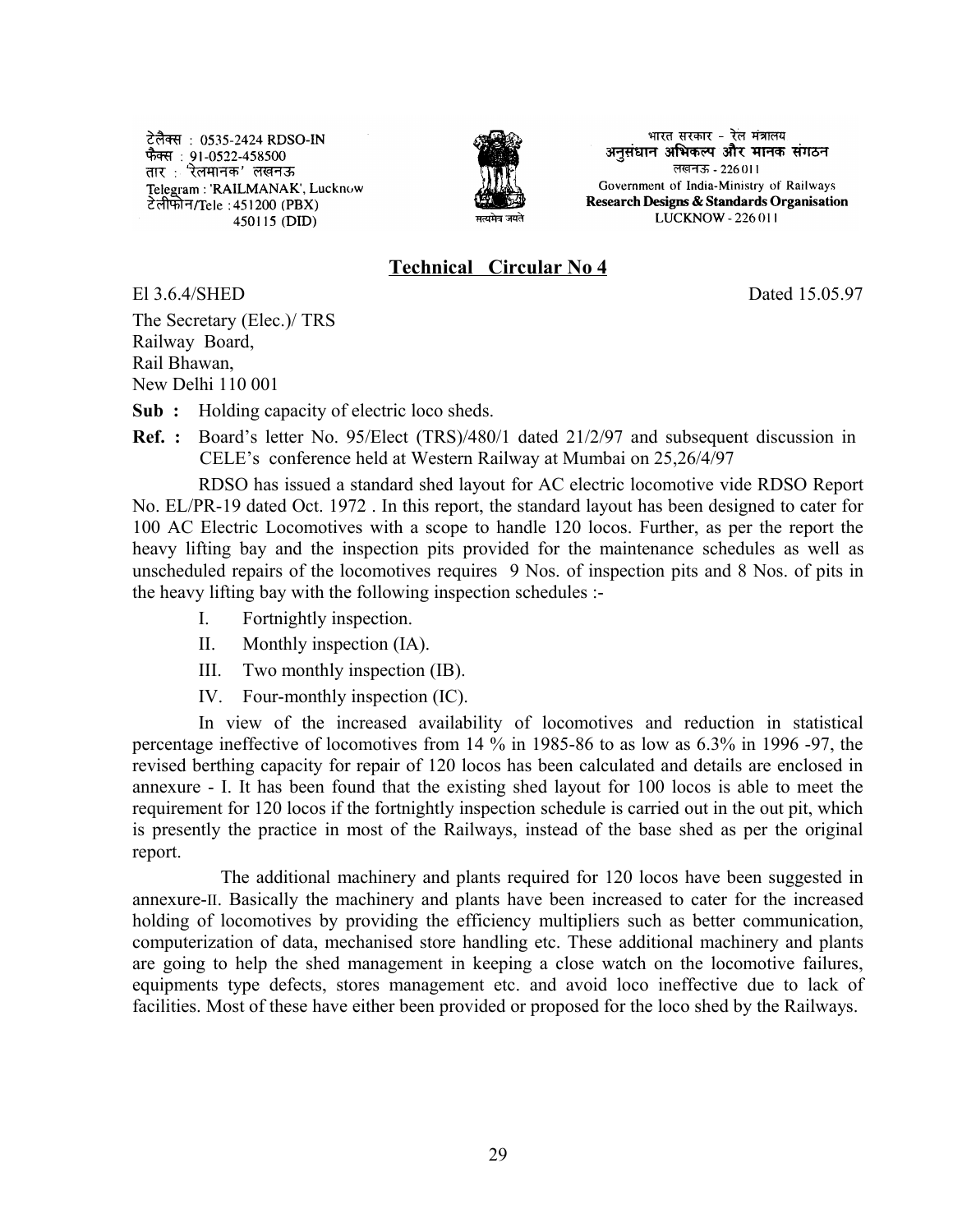टेलैक्स : 0535-2424 RDSO-IN
फैक्स : 91-0522-458500
तार : 'रेलमानक' लखनऊ
Telegram : 'RAILMANAK', Lucknow
टेलीफोन/Tele : 451200 (PBX)
450115 (DID)

सत्यमेव जयते

भारत सरकार - रेल मंत्रालय
अनुसंधान अभिकल्प और मानक संगठन
लखनऊ - 226011
Government of India-Ministry of Railways
**Research Designs & Standards Organisation**
LUCKNOW - 226011

## Technical Circular No 4

El 3.6.4/SHED Dated 15.05.97

The Secretary (Elec.)/ TRS
Railway Board,
Rail Bhawan,
New Delhi 110 001

**Sub :** Holding capacity of electric loco sheds.

**Ref. :** Board's letter No. 95/Elect (TRS)/480/1 dated 21/2/97 and subsequent discussion in CELE's conference held at Western Railway at Mumbai on 25,26/4/97

RDSO has issued a standard shed layout for AC electric locomotive vide RDSO Report No. EL/PR-19 dated Oct. 1972 . In this report, the standard layout has been designed to cater for 100 AC Electric Locomotives with a scope to handle 120 locos. Further, as per the report the heavy lifting bay and the inspection pits provided for the maintenance schedules as well as unscheduled repairs of the locomotives requires 9 Nos. of inspection pits and 8 Nos. of pits in the heavy lifting bay with the following inspection schedules :-

I. Fortnightly inspection.
II. Monthly inspection (IA).
III. Two monthly inspection (IB).
IV. Four-monthly inspection (IC).

In view of the increased availability of locomotives and reduction in statistical percentage ineffective of locomotives from 14 % in 1985-86 to as low as 6.3% in 1996 -97, the revised berthing capacity for repair of 120 locos has been calculated and details are enclosed in annexure - I. It has been found that the existing shed layout for 100 locos is able to meet the requirement for 120 locos if the fortnightly inspection schedule is carried out in the out pit, which is presently the practice in most of the Railways, instead of the base shed as per the original report.

The additional machinery and plants required for 120 locos have been suggested in annexure-II. Basically the machinery and plants have been increased to cater for the increased holding of locomotives by providing the efficiency multipliers such as better communication, computerization of data, mechanised store handling etc. These additional machinery and plants are going to help the shed management in keeping a close watch on the locomotive failures, equipments type defects, stores management etc. and avoid loco ineffective due to lack of facilities. Most of these have either been provided or proposed for the loco shed by the Railways.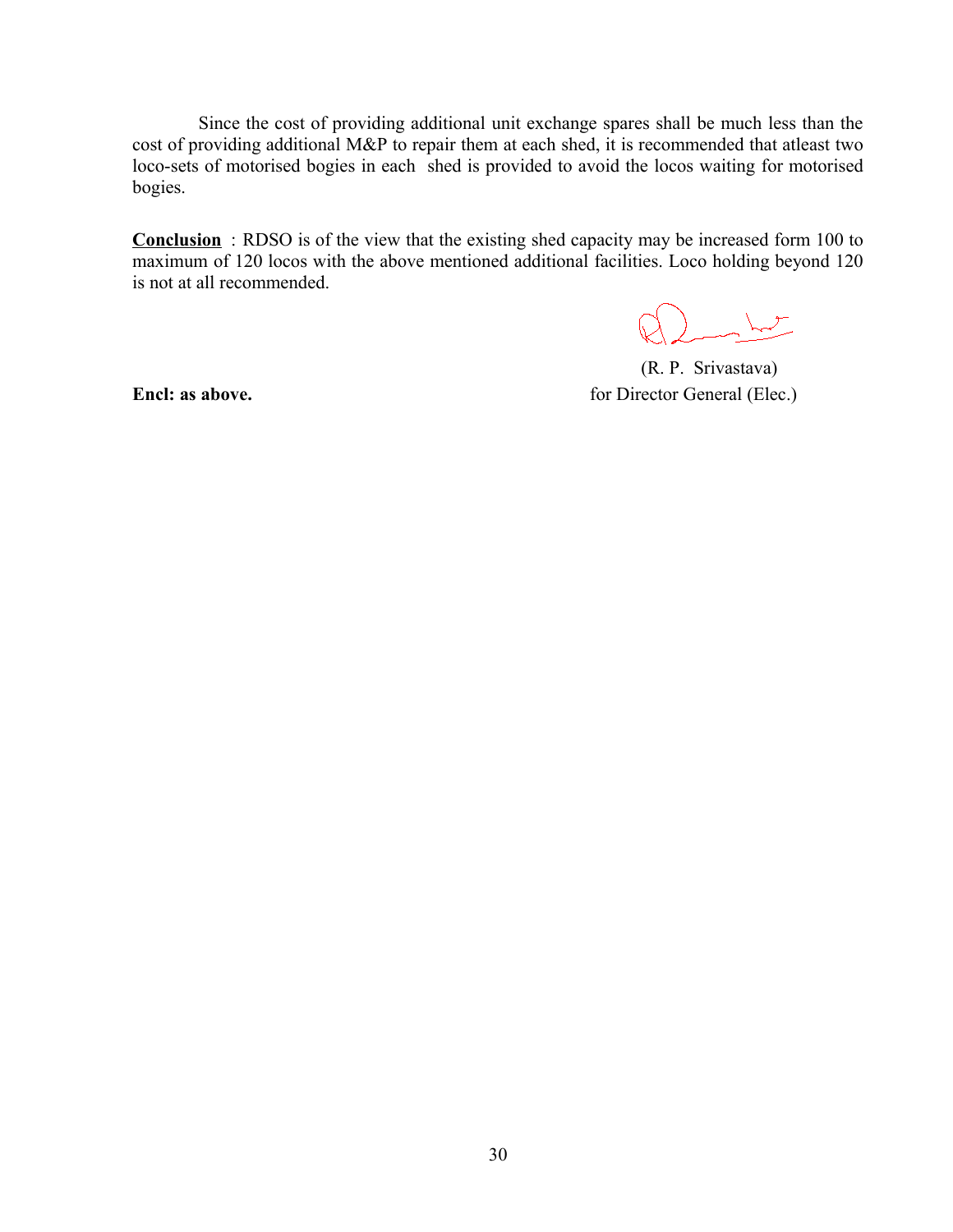Since the cost of providing additional unit exchange spares shall be much less than the cost of providing additional M&P to repair them at each shed, it is recommended that atleast two loco-sets of motorised bogies in each shed is provided to avoid the locos waiting for motorised bogies.

**<u>Conclusion</u>** : RDSO is of the view that the existing shed capacity may be increased form 100 to maximum of 120 locos with the above mentioned additional facilities. Loco holding beyond 120 is not at all recommended.

(R. P. Srivastava)
for Director General (Elec.)

**Encl: as above.**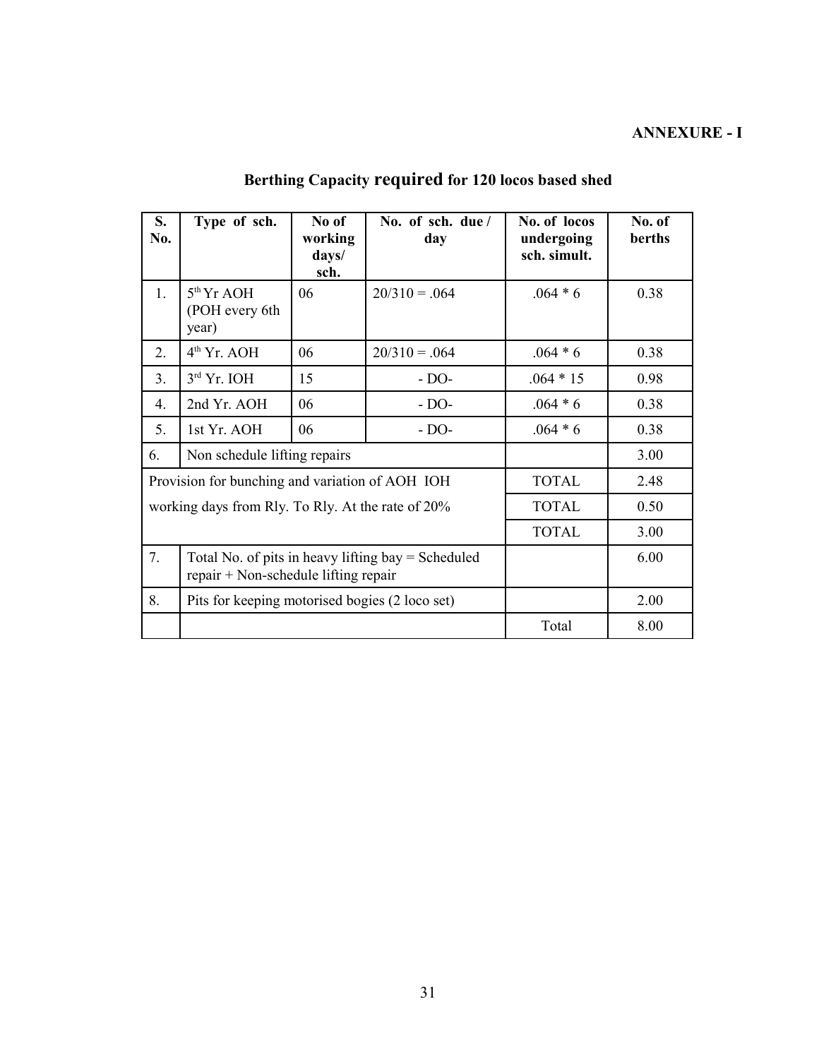**ANNEXURE - I**

## Berthing Capacity required for 120 locos based shed

| S. No. | Type of sch. | No of working days/ sch. | No. of sch. due / day | No. of locos undergoing sch. simult. | No. of berths |
|---|---|---|---|---|---|
| 1. | 5th Yr AOH (POH every 6th year) | 06 | 20/310 = .064 | .064 * 6 | 0.38 |
| 2. | 4th Yr. AOH | 06 | 20/310 = .064 | .064 * 6 | 0.38 |
| 3. | 3rd Yr. IOH | 15 | - DO- | .064 * 15 | 0.98 |
| 4. | 2nd Yr. AOH | 06 | - DO- | .064 * 6 | 0.38 |
| 5. | 1st Yr. AOH | 06 | - DO- | .064 * 6 | 0.38 |
| 6. | Non schedule lifting repairs | | | | 3.00 |
| Provision for bunching and variation of AOH IOH | | | | TOTAL | 2.48 |
| working days from Rly. To Rly. At the rate of 20% | | | | TOTAL | 0.50 |
| | | | | TOTAL | 3.00 |
| 7. | Total No. of pits in heavy lifting bay = Scheduled repair + Non-schedule lifting repair | | | | 6.00 |
| 8. | Pits for keeping motorised bogies (2 loco set) | | | | 2.00 |
| | | | | Total | 8.00 |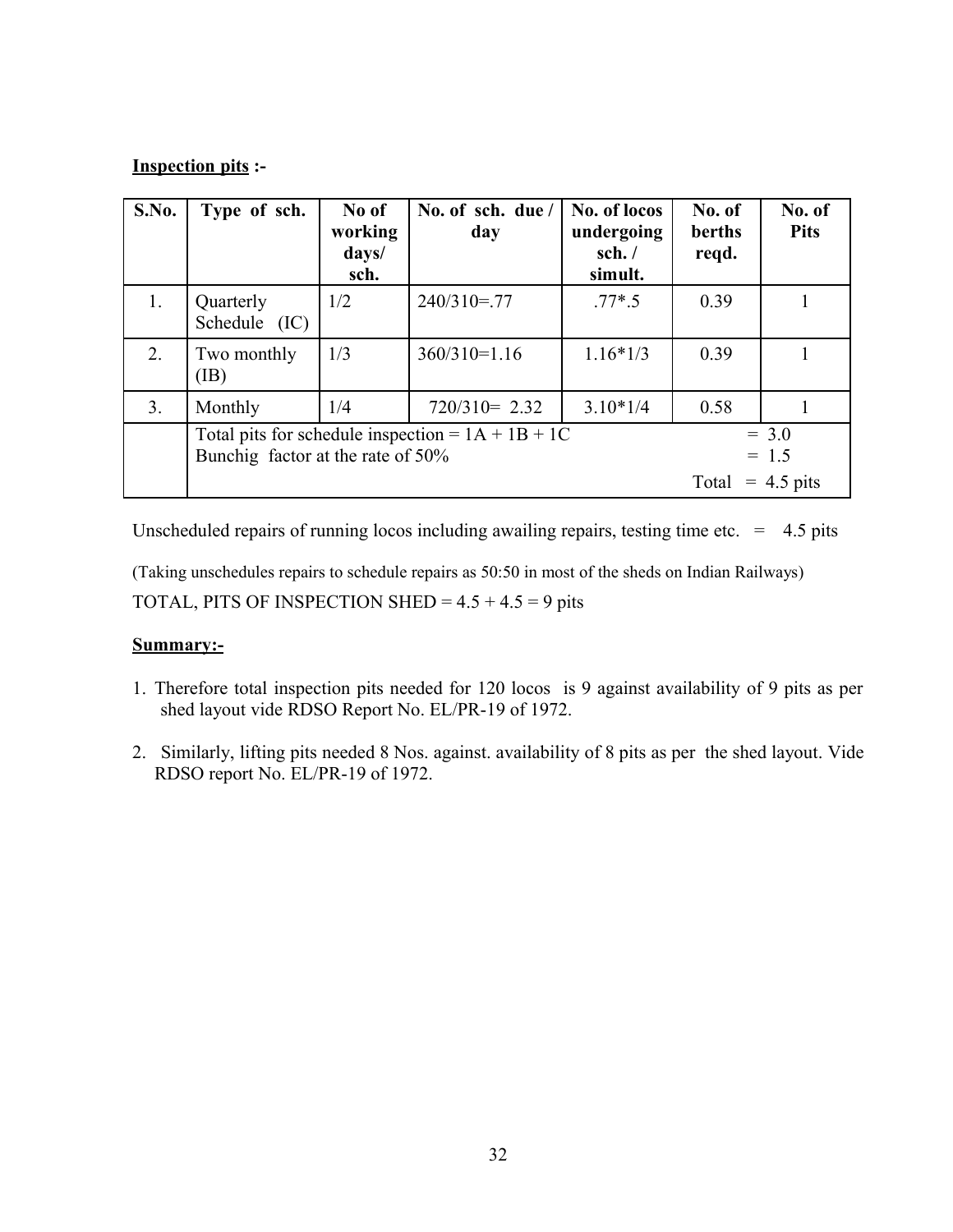**Inspection pits :-**

| S.No. | Type of sch. | No of working days/ sch. | No. of sch. due / day | No. of locos undergoing sch. / simult. | No. of berths reqd. | No. of Pits |
|---|---|---|---|---|---|---|
| 1. | Quarterly Schedule (IC) | 1/2 | 240/310=.77 | .77*.5 | 0.39 | 1 |
| 2. | Two monthly (IB) | 1/3 | 360/310=1.16 | 1.16*1/3 | 0.39 | 1 |
| 3. | Monthly | 1/4 | 720/310= 2.32 | 3.10*1/4 | 0.58 | 1 |
| | Total pits for schedule inspection = 1A + 1B + 1C<br>Bunchig factor at the rate of 50% | | | | | = 3.0<br>= 1.5<br>Total = 4.5 pits |

Unscheduled repairs of running locos including awailing repairs, testing time etc. = 4.5 pits

(Taking unschedules repairs to schedule repairs as 50:50 in most of the sheds on Indian Railways)

TOTAL, PITS OF INSPECTION SHED = 4.5 + 4.5 = 9 pits

**Summary:-**

1. Therefore total inspection pits needed for 120 locos is 9 against availability of 9 pits as per shed layout vide RDSO Report No. EL/PR-19 of 1972.

2. Similarly, lifting pits needed 8 Nos. against. availability of 8 pits as per the shed layout. Vide RDSO report No. EL/PR-19 of 1972.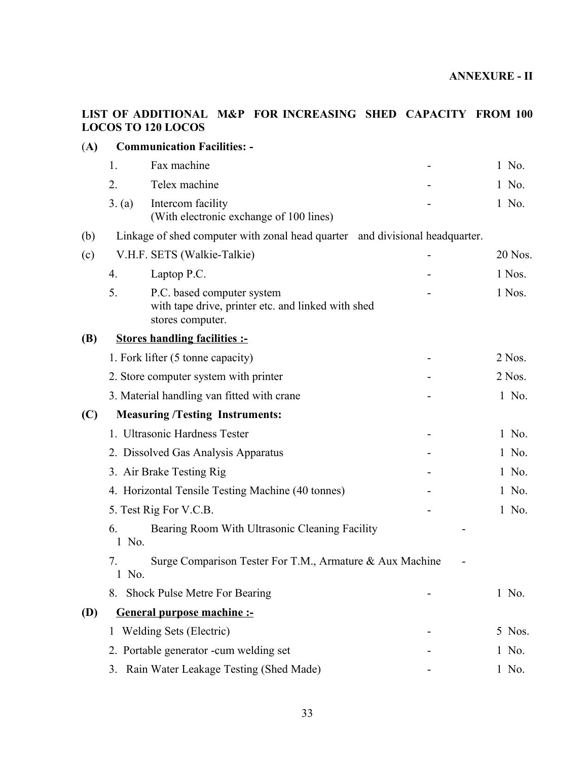**ANNEXURE - II**

**LIST OF ADDITIONAL M&P FOR INCREASING SHED CAPACITY FROM 100 LOCOS TO 120 LOCOS**

**(A) Communication Facilities: -**

| | | | | |
|---|---|---|---|---|
| 1. | Fax machine | | - | 1 No. |
| 2. | Telex machine | | - | 1 No. |
| 3. (a) | Intercom facility (With electronic exchange of 100 lines) | | - | 1 No. |
| (b) | Linkage of shed computer with zonal head quarter and divisional headquarter. | | | |
| (c) | V.H.F. SETS (Walkie-Talkie) | | - | 20 Nos. |
| 4. | Laptop P.C. | | - | 1 Nos. |
| 5. | P.C. based computer system with tape drive, printer etc. and linked with shed stores computer. | | - | 1 Nos. |

**(B) Stores handling facilities :-**

| | | |
|---|---|---|
| 1. Fork lifter (5 tonne capacity) | - | 2 Nos. |
| 2. Store computer system with printer | - | 2 Nos. |
| 3. Material handling van fitted with crane | - | 1 No. |

**(C) Measuring /Testing Instruments:**

| | | |
|---|---|---|
| 1. Ultrasonic Hardness Tester | - | 1 No. |
| 2. Dissolved Gas Analysis Apparatus | - | 1 No. |
| 3. Air Brake Testing Rig | - | 1 No. |
| 4. Horizontal Tensile Testing Machine (40 tonnes) | - | 1 No. |
| 5. Test Rig For V.C.B. | - | 1 No. |
| 6. Bearing Room With Ultrasonic Cleaning Facility | - | 1 No. |
| 7. Surge Comparison Tester For T.M., Armature & Aux Machine | - | 1 No. |
| 8. Shock Pulse Metre For Bearing | - | 1 No. |

**(D) General purpose machine :-**

| | | |
|---|---|---|
| 1 Welding Sets (Electric) | - | 5 Nos. |
| 2. Portable generator -cum welding set | - | 1 No. |
| 3. Rain Water Leakage Testing (Shed Made) | - | 1 No. |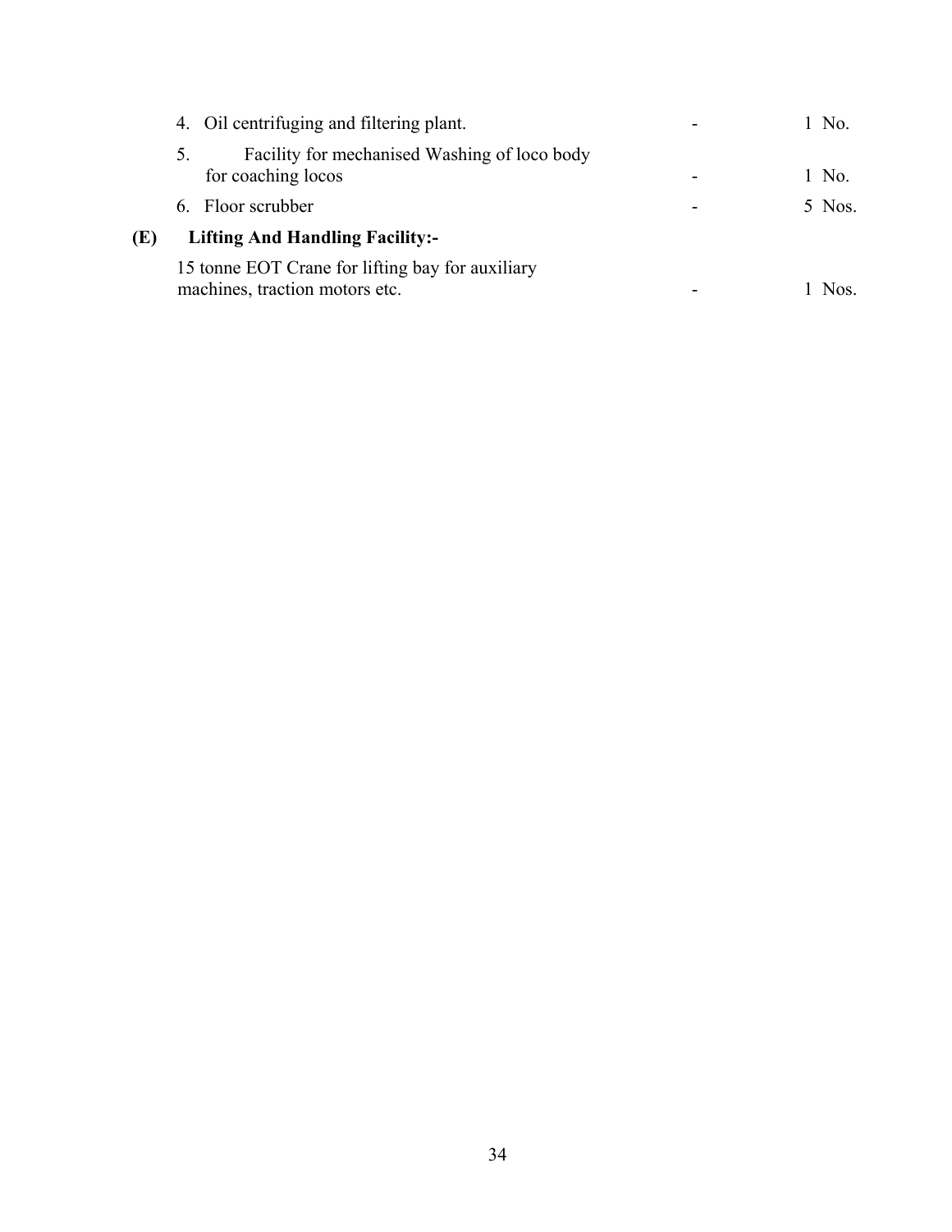| | | |
|---|---|---|
| 4. Oil centrifuging and filtering plant. | - | 1 No. |
| 5. Facility for mechanised Washing of loco body for coaching locos | - | 1 No. |
| 6. Floor scrubber | - | 5 Nos. |

**(E) Lifting And Handling Facility:-**

| | | |
|---|---|---|
| 15 tonne EOT Crane for lifting bay for auxiliary machines, traction motors etc. | - | 1 Nos. |